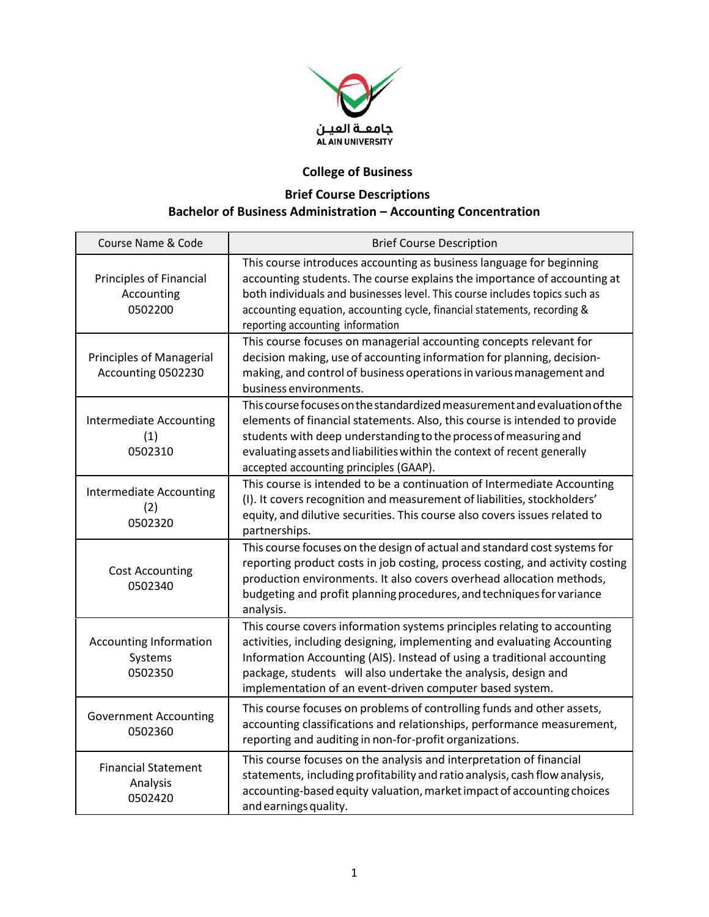جامعة العين
AL AIN UNIVERSITY

# College of Business

## Brief Course Descriptions
## Bachelor of Business Administration – Accounting Concentration

| Course Name & Code | Brief Course Description |
|---|---|
| Principles of Financial Accounting 0502200 | This course introduces accounting as business language for beginning accounting students. The course explains the importance of accounting at both individuals and businesses level. This course includes topics such as accounting equation, accounting cycle, financial statements, recording & reporting accounting information |
| Principles of Managerial Accounting 0502230 | This course focuses on managerial accounting concepts relevant for decision making, use of accounting information for planning, decision-making, and control of business operations in various management and business environments. |
| Intermediate Accounting (1) 0502310 | This course focuses on the standardized measurement and evaluation of the elements of financial statements. Also, this course is intended to provide students with deep understanding to the process of measuring and evaluating assets and liabilities within the context of recent generally accepted accounting principles (GAAP). |
| Intermediate Accounting (2) 0502320 | This course is intended to be a continuation of Intermediate Accounting (I). It covers recognition and measurement of liabilities, stockholders' equity, and dilutive securities. This course also covers issues related to partnerships. |
| Cost Accounting 0502340 | This course focuses on the design of actual and standard cost systems for reporting product costs in job costing, process costing, and activity costing production environments. It also covers overhead allocation methods, budgeting and profit planning procedures, and techniques for variance analysis. |
| Accounting Information Systems 0502350 | This course covers information systems principles relating to accounting activities, including designing, implementing and evaluating Accounting Information Accounting (AIS). Instead of using a traditional accounting package, students will also undertake the analysis, design and implementation of an event-driven computer based system. |
| Government Accounting 0502360 | This course focuses on problems of controlling funds and other assets, accounting classifications and relationships, performance measurement, reporting and auditing in non-for-profit organizations. |
| Financial Statement Analysis 0502420 | This course focuses on the analysis and interpretation of financial statements, including profitability and ratio analysis, cash flow analysis, accounting-based equity valuation, market impact of accounting choices and earnings quality. |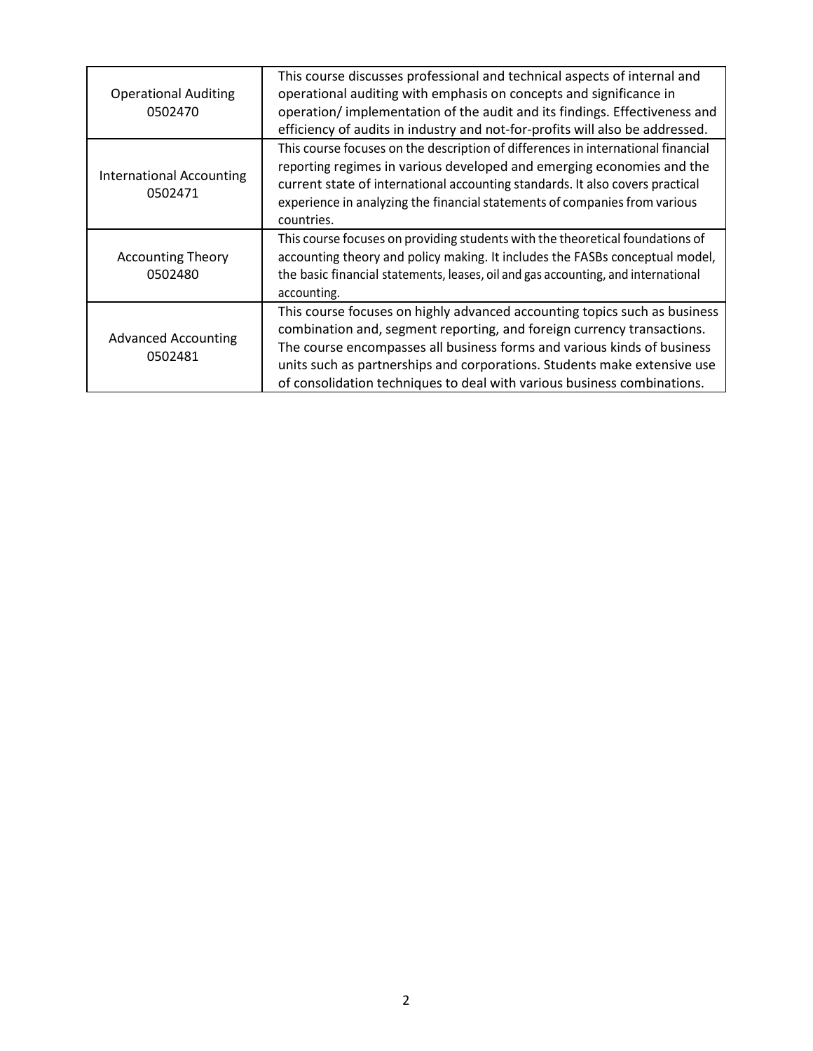| | |
|---|---|
| Operational Auditing 0502470 | This course discusses professional and technical aspects of internal and operational auditing with emphasis on concepts and significance in operation/ implementation of the audit and its findings. Effectiveness and efficiency of audits in industry and not-for-profits will also be addressed. |
| International Accounting 0502471 | This course focuses on the description of differences in international financial reporting regimes in various developed and emerging economies and the current state of international accounting standards. It also covers practical experience in analyzing the financial statements of companies from various countries. |
| Accounting Theory 0502480 | This course focuses on providing students with the theoretical foundations of accounting theory and policy making. It includes the FASBs conceptual model, the basic financial statements, leases, oil and gas accounting, and international accounting. |
| Advanced Accounting 0502481 | This course focuses on highly advanced accounting topics such as business combination and, segment reporting, and foreign currency transactions. The course encompasses all business forms and various kinds of business units such as partnerships and corporations. Students make extensive use of consolidation techniques to deal with various business combinations. |